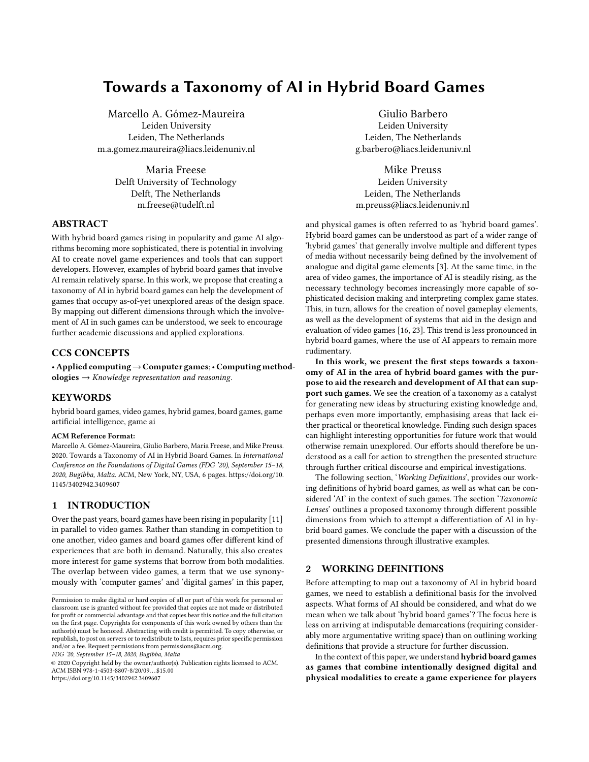# Towards a Taxonomy of AI in Hybrid Board Games

Marcello A. Gómez-Maureira
Leiden University
Leiden, The Netherlands
m.a.gomez.maureira@liacs.leidenuniv.nl

Giulio Barbero
Leiden University
Leiden, The Netherlands
g.barbero@liacs.leidenuniv.nl

Maria Freese
Delft University of Technology
Delft, The Netherlands
m.freese@tudelft.nl

Mike Preuss
Leiden University
Leiden, The Netherlands
m.preuss@liacs.leidenuniv.nl

## ABSTRACT

With hybrid board games rising in popularity and game AI algorithms becoming more sophisticated, there is potential in involving AI to create novel game experiences and tools that can support developers. However, examples of hybrid board games that involve AI remain relatively sparse. In this work, we propose that creating a taxonomy of AI in hybrid board games can help the development of games that occupy as-of-yet unexplored areas of the design space. By mapping out different dimensions through which the involvement of AI in such games can be understood, we seek to encourage further academic discussions and applied explorations.

## CCS CONCEPTS

• **Applied computing** → **Computer games**; • **Computing methodologies** → *Knowledge representation and reasoning*.

## KEYWORDS

hybrid board games, video games, hybrid games, board games, game artificial intelligence, game ai

**ACM Reference Format:**
Marcello A. Gómez-Maureira, Giulio Barbero, Maria Freese, and Mike Preuss. 2020. Towards a Taxonomy of AI in Hybrid Board Games. In *International Conference on the Foundations of Digital Games (FDG '20), September 15–18, 2020, Bugibba, Malta.* ACM, New York, NY, USA, 6 pages. https://doi.org/10.1145/3402942.3409607

## 1 INTRODUCTION

Over the past years, board games have been rising in popularity [11] in parallel to video games. Rather than standing in competition to one another, video games and board games offer different kind of experiences that are both in demand. Naturally, this also creates more interest for game systems that borrow from both modalities. The overlap between video games, a term that we use synonymously with 'computer games' and 'digital games' in this paper, and physical games is often referred to as 'hybrid board games'. Hybrid board games can be understood as part of a wider range of 'hybrid games' that generally involve multiple and different types of media without necessarily being defined by the involvement of analogue and digital game elements [3]. At the same time, in the area of video games, the importance of AI is steadily rising, as the necessary technology becomes increasingly more capable of sophisticated decision making and interpreting complex game states. This, in turn, allows for the creation of novel gameplay elements, as well as the development of systems that aid in the design and evaluation of video games [16, 23]. This trend is less pronounced in hybrid board games, where the use of AI appears to remain more rudimentary.

**In this work, we present the first steps towards a taxonomy of AI in the area of hybrid board games with the purpose to aid the research and development of AI that can support such games.** We see the creation of a taxonomy as a catalyst for generating new ideas by structuring existing knowledge and, perhaps even more importantly, emphasising areas that lack either practical or theoretical knowledge. Finding such design spaces can highlight interesting opportunities for future work that would otherwise remain unexplored. Our efforts should therefore be understood as a call for action to strengthen the presented structure through further critical discourse and empirical investigations.

The following section, '*Working Definitions*', provides our working definitions of hybrid board games, as well as what can be considered 'AI' in the context of such games. The section '*Taxonomic Lenses*' outlines a proposed taxonomy through different possible dimensions from which to attempt a differentiation of AI in hybrid board games. We conclude the paper with a discussion of the presented dimensions through illustrative examples.

## 2 WORKING DEFINITIONS

Before attempting to map out a taxonomy of AI in hybrid board games, we need to establish a definitional basis for the involved aspects. What forms of AI should be considered, and what do we mean when we talk about 'hybrid board games'? The focus here is less on arriving at indisputable demarcations (requiring considerably more argumentative writing space) than on outlining working definitions that provide a structure for further discussion.

In the context of this paper, we understand **hybrid board games as games that combine intentionally designed digital and physical modalities to create a game experience for players**

Permission to make digital or hard copies of all or part of this work for personal or classroom use is granted without fee provided that copies are not made or distributed for profit or commercial advantage and that copies bear this notice and the full citation on the first page. Copyrights for components of this work owned by others than the author(s) must be honored. Abstracting with credit is permitted. To copy otherwise, or republish, to post on servers or to redistribute to lists, requires prior specific permission and/or a fee. Request permissions from permissions@acm.org.
FDG '20, September 15–18, 2020, Bugibba, Malta
© 2020 Copyright held by the owner/author(s). Publication rights licensed to ACM.
ACM ISBN 978-1-4503-8807-8/20/09…$15.00
https://doi.org/10.1145/3402942.3409607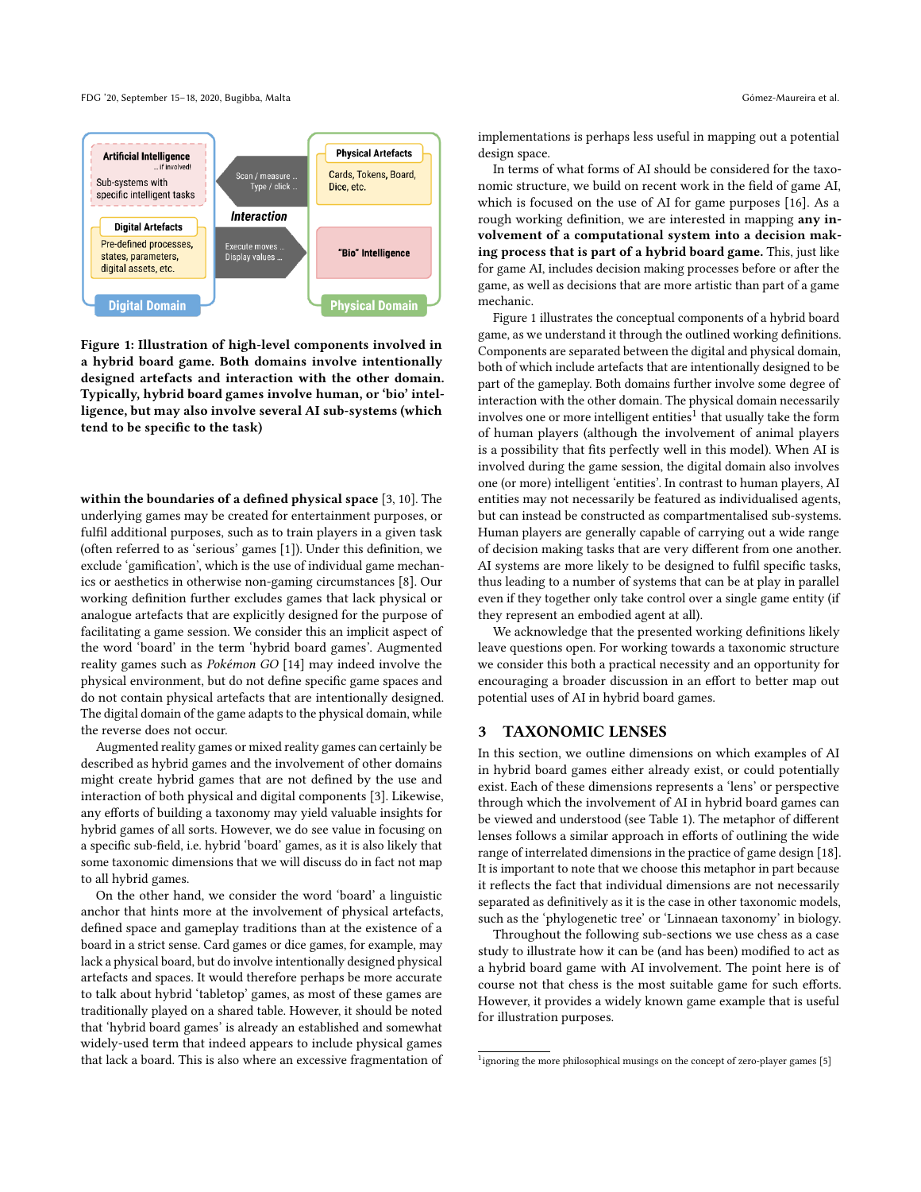Figure 1: Illustration of high-level components involved in a hybrid board game. Both domains involve intentionally designed artefacts and interaction with the other domain. Typically, hybrid board games involve human, or 'bio' intelligence, but may also involve several AI sub-systems (which tend to be specific to the task)

**within the boundaries of a defined physical space** [3, 10]. The underlying games may be created for entertainment purposes, or fulfil additional purposes, such as to train players in a given task (often referred to as 'serious' games [1]). Under this definition, we exclude 'gamification', which is the use of individual game mechanics or aesthetics in otherwise non-gaming circumstances [8]. Our working definition further excludes games that lack physical or analogue artefacts that are explicitly designed for the purpose of facilitating a game session. We consider this an implicit aspect of the word 'board' in the term 'hybrid board games'. Augmented reality games such as *Pokémon GO* [14] may indeed involve the physical environment, but do not define specific game spaces and do not contain physical artefacts that are intentionally designed. The digital domain of the game adapts to the physical domain, while the reverse does not occur.

Augmented reality games or mixed reality games can certainly be described as hybrid games and the involvement of other domains might create hybrid games that are not defined by the use and interaction of both physical and digital components [3]. Likewise, any efforts of building a taxonomy may yield valuable insights for hybrid games of all sorts. However, we do see value in focusing on a specific sub-field, i.e. hybrid 'board' games, as it is also likely that some taxonomic dimensions that we will discuss do in fact not map to all hybrid games.

On the other hand, we consider the word 'board' a linguistic anchor that hints more at the involvement of physical artefacts, defined space and gameplay traditions than at the existence of a board in a strict sense. Card games or dice games, for example, may lack a physical board, but do involve intentionally designed physical artefacts and spaces. It would therefore perhaps be more accurate to talk about hybrid 'tabletop' games, as most of these games are traditionally played on a shared table. However, it should be noted that 'hybrid board games' is already an established and somewhat widely-used term that indeed appears to include physical games that lack a board. This is also where an excessive fragmentation of implementations is perhaps less useful in mapping out a potential design space.

In terms of what forms of AI should be considered for the taxonomic structure, we build on recent work in the field of game AI, which is focused on the use of AI for game purposes [16]. As a rough working definition, we are interested in mapping **any involvement of a computational system into a decision making process that is part of a hybrid board game.** This, just like for game AI, includes decision making processes before or after the game, as well as decisions that are more artistic than part of a game mechanic.

Figure 1 illustrates the conceptual components of a hybrid board game, as we understand it through the outlined working definitions. Components are separated between the digital and physical domain, both of which include artefacts that are intentionally designed to be part of the gameplay. Both domains further involve some degree of interaction with the other domain. The physical domain necessarily involves one or more intelligent entities[1] that usually take the form of human players (although the involvement of animal players is a possibility that fits perfectly well in this model). When AI is involved during the game session, the digital domain also involves one (or more) intelligent 'entities'. In contrast to human players, AI entities may not necessarily be featured as individualised agents, but can instead be constructed as compartmentalised sub-systems. Human players are generally capable of carrying out a wide range of decision making tasks that are very different from one another. AI systems are more likely to be designed to fulfil specific tasks, thus leading to a number of systems that can be at play in parallel even if they together only take control over a single game entity (if they represent an embodied agent at all).

We acknowledge that the presented working definitions likely leave questions open. For working towards a taxonomic structure we consider this both a practical necessity and an opportunity for encouraging a broader discussion in an effort to better map out potential uses of AI in hybrid board games.

## 3 TAXONOMIC LENSES

In this section, we outline dimensions on which examples of AI in hybrid board games either already exist, or could potentially exist. Each of these dimensions represents a 'lens' or perspective through which the involvement of AI in hybrid board games can be viewed and understood (see Table 1). The metaphor of different lenses follows a similar approach in efforts of outlining the wide range of interrelated dimensions in the practice of game design [18]. It is important to note that we choose this metaphor in part because it reflects the fact that individual dimensions are not necessarily separated as definitively as it is the case in other taxonomic models, such as the 'phylogenetic tree' or 'Linnaean taxonomy' in biology.

Throughout the following sub-sections we use chess as a case study to illustrate how it can be (and has been) modified to act as a hybrid board game with AI involvement. The point here is of course not that chess is the most suitable game for such efforts. However, it provides a widely known game example that is useful for illustration purposes.

[1] ignoring the more philosophical musings on the concept of zero-player games [5]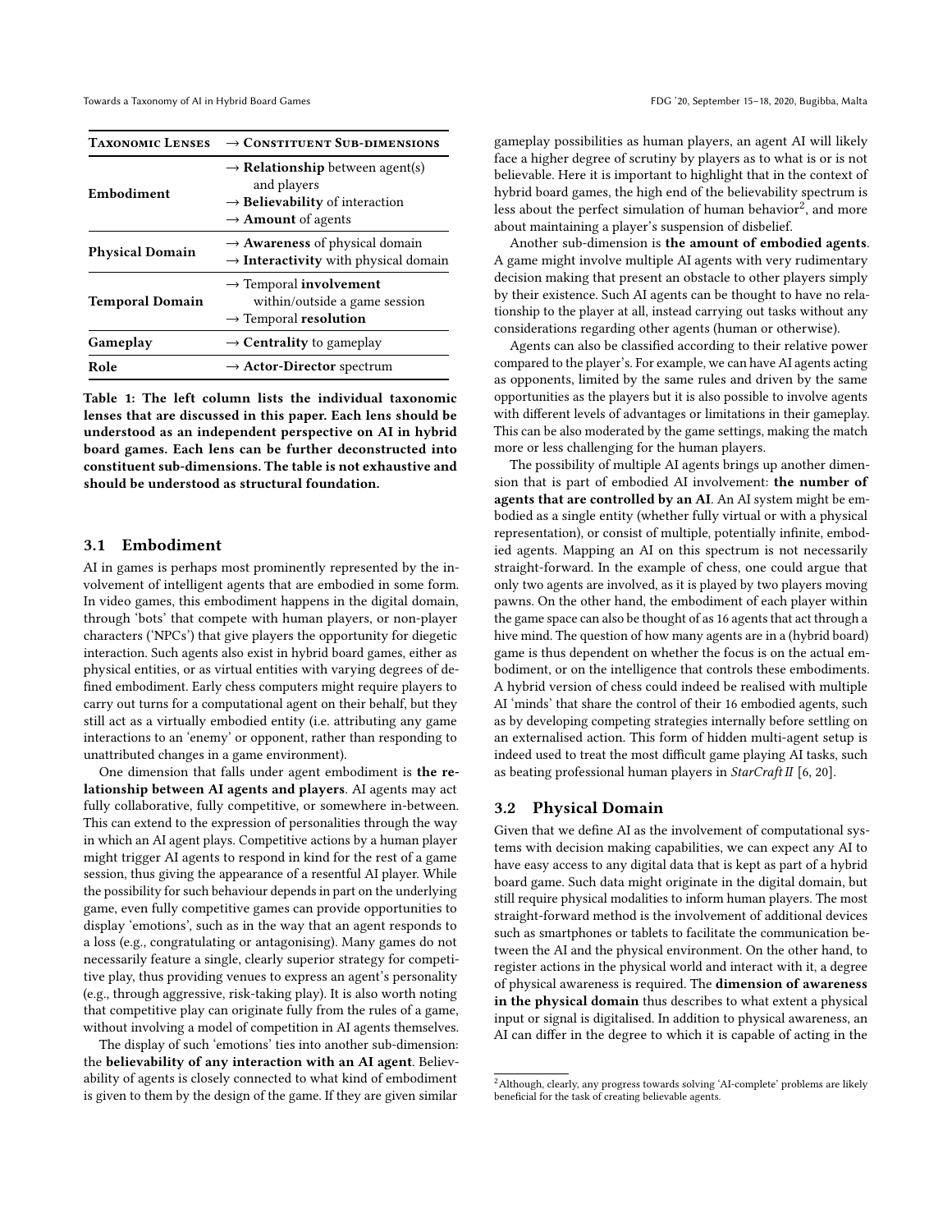| Taxonomic Lenses | → Constituent Sub-dimensions |
|---|---|
| **Embodiment** | → **Relationship** between agent(s) and players<br>→ **Believability** of interaction<br>→ **Amount** of agents |
| **Physical Domain** | → **Awareness** of physical domain<br>→ **Interactivity** with physical domain |
| **Temporal Domain** | → Temporal **involvement** within/outside a game session<br>→ Temporal **resolution** |
| **Gameplay** | → **Centrality** to gameplay |
| **Role** | → **Actor-Director** spectrum |

**Table 1: The left column lists the individual taxonomic lenses that are discussed in this paper. Each lens should be understood as an independent perspective on AI in hybrid board games. Each lens can be further deconstructed into constituent sub-dimensions. The table is not exhaustive and should be understood as structural foundation.**

### 3.1 Embodiment

AI in games is perhaps most prominently represented by the involvement of intelligent agents that are embodied in some form. In video games, this embodiment happens in the digital domain, through 'bots' that compete with human players, or non-player characters ('NPCs') that give players the opportunity for diegetic interaction. Such agents also exist in hybrid board games, either as physical entities, or as virtual entities with varying degrees of defined embodiment. Early chess computers might require players to carry out turns for a computational agent on their behalf, but they still act as a virtually embodied entity (i.e. attributing any game interactions to an 'enemy' or opponent, rather than responding to unattributed changes in a game environment).

One dimension that falls under agent embodiment is **the relationship between AI agents and players**. AI agents may act fully collaborative, fully competitive, or somewhere in-between. This can extend to the expression of personalities through the way in which an AI agent plays. Competitive actions by a human player might trigger AI agents to respond in kind for the rest of a game session, thus giving the appearance of a resentful AI player. While the possibility for such behaviour depends in part on the underlying game, even fully competitive games can provide opportunities to display 'emotions', such as in the way that an agent responds to a loss (e.g., congratulating or antagonising). Many games do not necessarily feature a single, clearly superior strategy for competitive play, thus providing venues to express an agent's personality (e.g., through aggressive, risk-taking play). It is also worth noting that competitive play can originate fully from the rules of a game, without involving a model of competition in AI agents themselves.

The display of such 'emotions' ties into another sub-dimension: the **believability of any interaction with an AI agent**. Believability of agents is closely connected to what kind of embodiment is given to them by the design of the game. If they are given similar gameplay possibilities as human players, an agent AI will likely face a higher degree of scrutiny by players as to what is or is not believable. Here it is important to highlight that in the context of hybrid board games, the high end of the believability spectrum is less about the perfect simulation of human behavior[2], and more about maintaining a player's suspension of disbelief.

Another sub-dimension is **the amount of embodied agents**. A game might involve multiple AI agents with very rudimentary decision making that present an obstacle to other players simply by their existence. Such AI agents can be thought to have no relationship to the player at all, instead carrying out tasks without any considerations regarding other agents (human or otherwise).

Agents can also be classified according to their relative power compared to the player's. For example, we can have AI agents acting as opponents, limited by the same rules and driven by the same opportunities as the players but it is also possible to involve agents with different levels of advantages or limitations in their gameplay. This can be also moderated by the game settings, making the match more or less challenging for the human players.

The possibility of multiple AI agents brings up another dimension that is part of embodied AI involvement: **the number of agents that are controlled by an AI**. An AI system might be embodied as a single entity (whether fully virtual or with a physical representation), or consist of multiple, potentially infinite, embodied agents. Mapping an AI on this spectrum is not necessarily straight-forward. In the example of chess, one could argue that only two agents are involved, as it is played by two players moving pawns. On the other hand, the embodiment of each player within the game space can also be thought of as 16 agents that act through a hive mind. The question of how many agents are in a (hybrid board) game is thus dependent on whether the focus is on the actual embodiment, or on the intelligence that controls these embodiments. A hybrid version of chess could indeed be realised with multiple AI 'minds' that share the control of their 16 embodied agents, such as by developing competing strategies internally before settling on an externalised action. This form of hidden multi-agent setup is indeed used to treat the most difficult game playing AI tasks, such as beating professional human players in *StarCraft II* [6, 20].

### 3.2 Physical Domain

Given that we define AI as the involvement of computational systems with decision making capabilities, we can expect any AI to have easy access to any digital data that is kept as part of a hybrid board game. Such data might originate in the digital domain, but still require physical modalities to inform human players. The most straight-forward method is the involvement of additional devices such as smartphones or tablets to facilitate the communication between the AI and the physical environment. On the other hand, to register actions in the physical world and interact with it, a degree of physical awareness is required. The **dimension of awareness in the physical domain** thus describes to what extent a physical input or signal is digitalised. In addition to physical awareness, an AI can differ in the degree to which it is capable of acting in the

[2] Although, clearly, any progress towards solving 'AI-complete' problems are likely beneficial for the task of creating believable agents.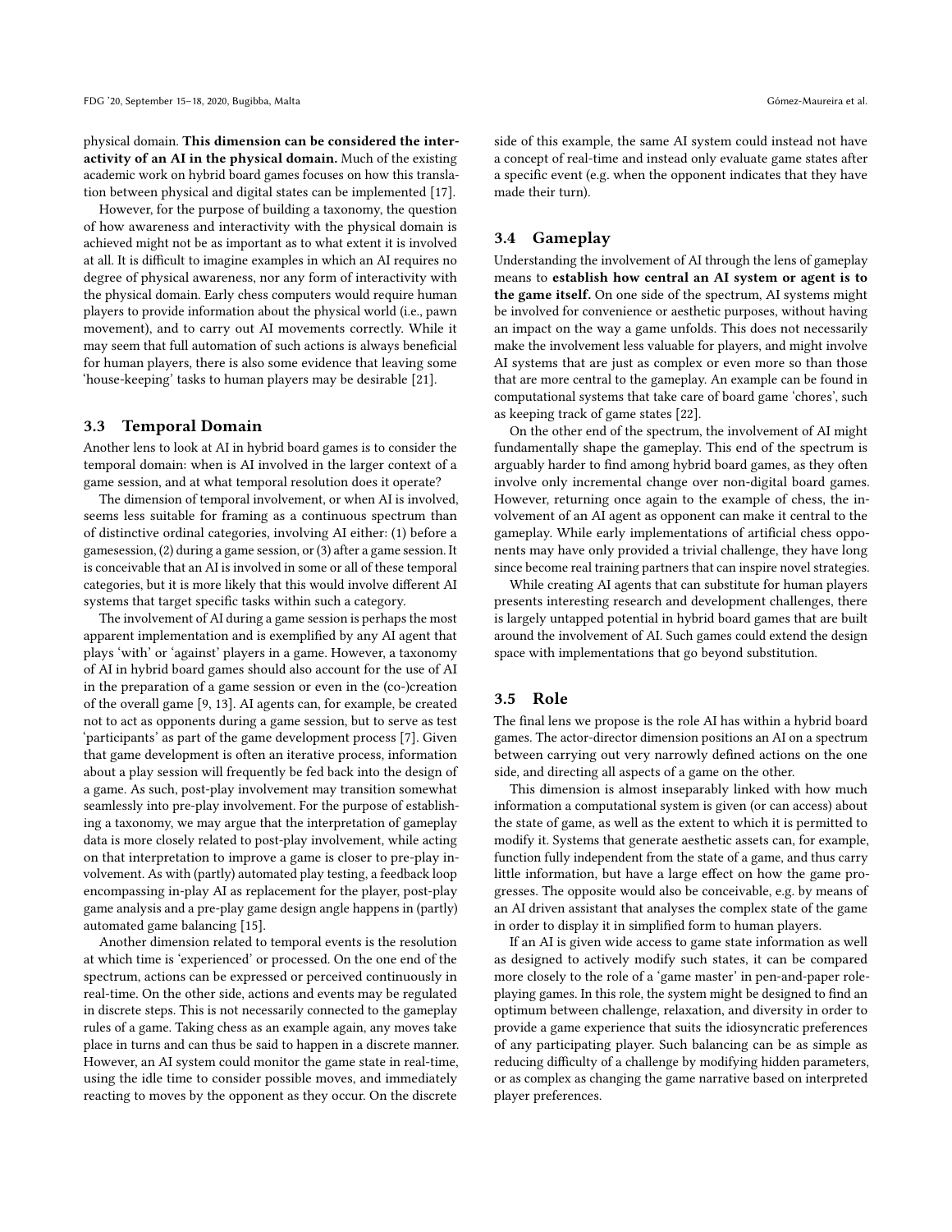physical domain. **This dimension can be considered the interactivity of an AI in the physical domain.** Much of the existing academic work on hybrid board games focuses on how this translation between physical and digital states can be implemented [17].

However, for the purpose of building a taxonomy, the question of how awareness and interactivity with the physical domain is achieved might not be as important as to what extent it is involved at all. It is difficult to imagine examples in which an AI requires no degree of physical awareness, nor any form of interactivity with the physical domain. Early chess computers would require human players to provide information about the physical world (i.e., pawn movement), and to carry out AI movements correctly. While it may seem that full automation of such actions is always beneficial for human players, there is also some evidence that leaving some 'house-keeping' tasks to human players may be desirable [21].

### 3.3 Temporal Domain

Another lens to look at AI in hybrid board games is to consider the temporal domain: when is AI involved in the larger context of a game session, and at what temporal resolution does it operate?

The dimension of temporal involvement, or when AI is involved, seems less suitable for framing as a continuous spectrum than of distinctive ordinal categories, involving AI either: (1) before a gamesession, (2) during a game session, or (3) after a game session. It is conceivable that an AI is involved in some or all of these temporal categories, but it is more likely that this would involve different AI systems that target specific tasks within such a category.

The involvement of AI during a game session is perhaps the most apparent implementation and is exemplified by any AI agent that plays 'with' or 'against' players in a game. However, a taxonomy of AI in hybrid board games should also account for the use of AI in the preparation of a game session or even in the (co-)creation of the overall game [9, 13]. AI agents can, for example, be created not to act as opponents during a game session, but to serve as test 'participants' as part of the game development process [7]. Given that game development is often an iterative process, information about a play session will frequently be fed back into the design of a game. As such, post-play involvement may transition somewhat seamlessly into pre-play involvement. For the purpose of establishing a taxonomy, we may argue that the interpretation of gameplay data is more closely related to post-play involvement, while acting on that interpretation to improve a game is closer to pre-play involvement. As with (partly) automated play testing, a feedback loop encompassing in-play AI as replacement for the player, post-play game analysis and a pre-play game design angle happens in (partly) automated game balancing [15].

Another dimension related to temporal events is the resolution at which time is 'experienced' or processed. On the one end of the spectrum, actions can be expressed or perceived continuously in real-time. On the other side, actions and events may be regulated in discrete steps. This is not necessarily connected to the gameplay rules of a game. Taking chess as an example again, any moves take place in turns and can thus be said to happen in a discrete manner. However, an AI system could monitor the game state in real-time, using the idle time to consider possible moves, and immediately reacting to moves by the opponent as they occur. On the discrete side of this example, the same AI system could instead not have a concept of real-time and instead only evaluate game states after a specific event (e.g. when the opponent indicates that they have made their turn).

### 3.4 Gameplay

Understanding the involvement of AI through the lens of gameplay means to **establish how central an AI system or agent is to the game itself.** On one side of the spectrum, AI systems might be involved for convenience or aesthetic purposes, without having an impact on the way a game unfolds. This does not necessarily make the involvement less valuable for players, and might involve AI systems that are just as complex or even more so than those that are more central to the gameplay. An example can be found in computational systems that take care of board game 'chores', such as keeping track of game states [22].

On the other end of the spectrum, the involvement of AI might fundamentally shape the gameplay. This end of the spectrum is arguably harder to find among hybrid board games, as they often involve only incremental change over non-digital board games. However, returning once again to the example of chess, the involvement of an AI agent as opponent can make it central to the gameplay. While early implementations of artificial chess opponents may have only provided a trivial challenge, they have long since become real training partners that can inspire novel strategies.

While creating AI agents that can substitute for human players presents interesting research and development challenges, there is largely untapped potential in hybrid board games that are built around the involvement of AI. Such games could extend the design space with implementations that go beyond substitution.

### 3.5 Role

The final lens we propose is the role AI has within a hybrid board games. The actor-director dimension positions an AI on a spectrum between carrying out very narrowly defined actions on the one side, and directing all aspects of a game on the other.

This dimension is almost inseparably linked with how much information a computational system is given (or can access) about the state of game, as well as the extent to which it is permitted to modify it. Systems that generate aesthetic assets can, for example, function fully independent from the state of a game, and thus carry little information, but have a large effect on how the game progresses. The opposite would also be conceivable, e.g. by means of an AI driven assistant that analyses the complex state of the game in order to display it in simplified form to human players.

If an AI is given wide access to game state information as well as designed to actively modify such states, it can be compared more closely to the role of a 'game master' in pen-and-paper role-playing games. In this role, the system might be designed to find an optimum between challenge, relaxation, and diversity in order to provide a game experience that suits the idiosyncratic preferences of any participating player. Such balancing can be as simple as reducing difficulty of a challenge by modifying hidden parameters, or as complex as changing the game narrative based on interpreted player preferences.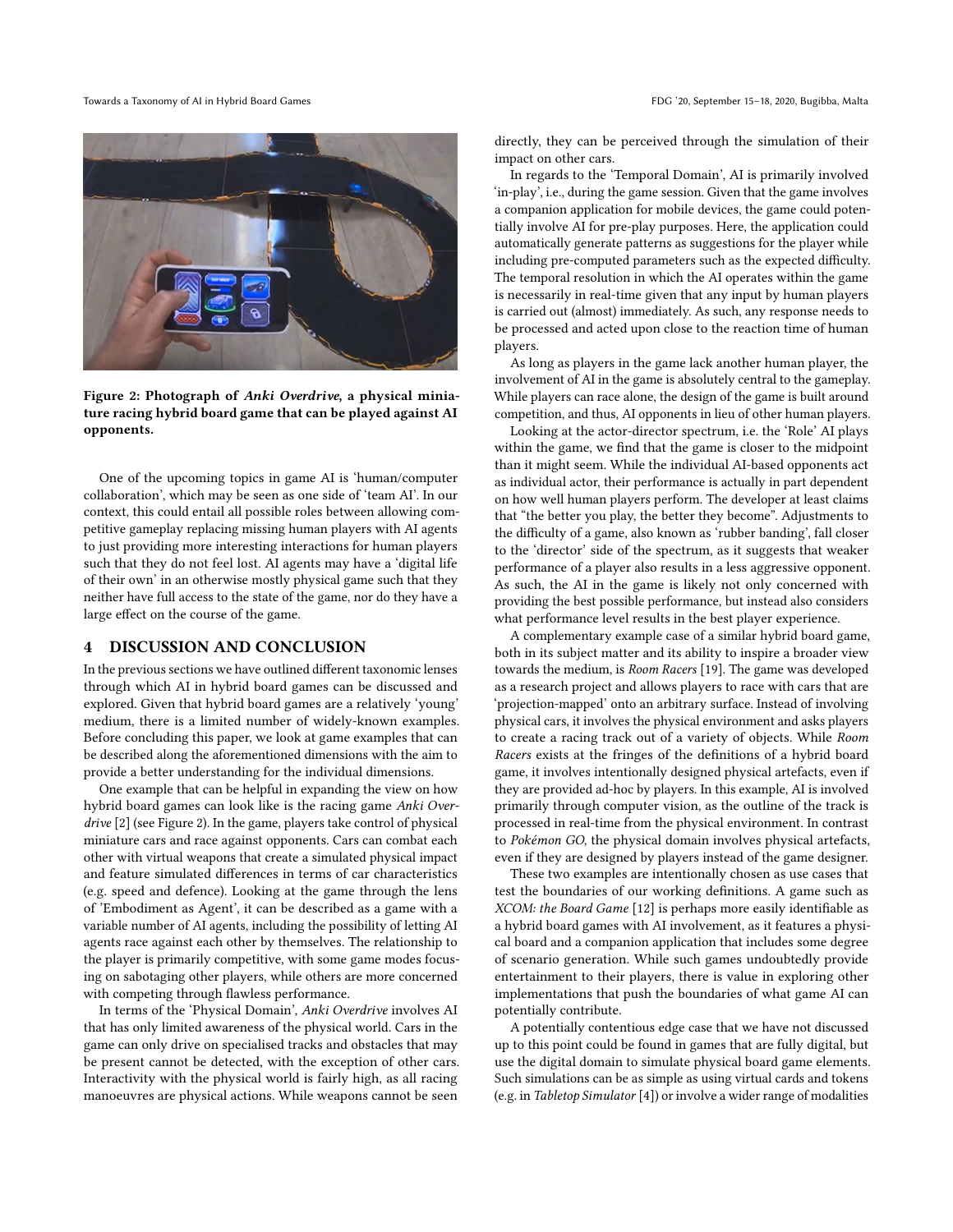Figure 2: Photograph of *Anki Overdrive*, a physical miniature racing hybrid board game that can be played against AI opponents.

One of the upcoming topics in game AI is 'human/computer collaboration', which may be seen as one side of 'team AI'. In our context, this could entail all possible roles between allowing competitive gameplay replacing missing human players with AI agents to just providing more interesting interactions for human players such that they do not feel lost. AI agents may have a 'digital life of their own' in an otherwise mostly physical game such that they neither have full access to the state of the game, nor do they have a large effect on the course of the game.

## 4 DISCUSSION AND CONCLUSION

In the previous sections we have outlined different taxonomic lenses through which AI in hybrid board games can be discussed and explored. Given that hybrid board games are a relatively 'young' medium, there is a limited number of widely-known examples. Before concluding this paper, we look at game examples that can be described along the aforementioned dimensions with the aim to provide a better understanding for the individual dimensions.

One example that can be helpful in expanding the view on how hybrid board games can look like is the racing game *Anki Overdrive* [2] (see Figure 2). In the game, players take control of physical miniature cars and race against opponents. Cars can combat each other with virtual weapons that create a simulated physical impact and feature simulated differences in terms of car characteristics (e.g. speed and defence). Looking at the game through the lens of 'Embodiment as Agent', it can be described as a game with a variable number of AI agents, including the possibility of letting AI agents race against each other by themselves. The relationship to the player is primarily competitive, with some game modes focusing on sabotaging other players, while others are more concerned with competing through flawless performance.

In terms of the 'Physical Domain', *Anki Overdrive* involves AI that has only limited awareness of the physical world. Cars in the game can only drive on specialised tracks and obstacles that may be present cannot be detected, with the exception of other cars. Interactivity with the physical world is fairly high, as all racing manoeuvres are physical actions. While weapons cannot be seen directly, they can be perceived through the simulation of their impact on other cars.

In regards to the 'Temporal Domain', AI is primarily involved 'in-play', i.e., during the game session. Given that the game involves a companion application for mobile devices, the game could potentially involve AI for pre-play purposes. Here, the application could automatically generate patterns as suggestions for the player while including pre-computed parameters such as the expected difficulty. The temporal resolution in which the AI operates within the game is necessarily in real-time given that any input by human players is carried out (almost) immediately. As such, any response needs to be processed and acted upon close to the reaction time of human players.

As long as players in the game lack another human player, the involvement of AI in the game is absolutely central to the gameplay. While players can race alone, the design of the game is built around competition, and thus, AI opponents in lieu of other human players.

Looking at the actor-director spectrum, i.e. the 'Role' AI plays within the game, we find that the game is closer to the midpoint than it might seem. While the individual AI-based opponents act as individual actor, their performance is actually in part dependent on how well human players perform. The developer at least claims that "the better you play, the better they become". Adjustments to the difficulty of a game, also known as 'rubber banding', fall closer to the 'director' side of the spectrum, as it suggests that weaker performance of a player also results in a less aggressive opponent. As such, the AI in the game is likely not only concerned with providing the best possible performance, but instead also considers what performance level results in the best player experience.

A complementary example case of a similar hybrid board game, both in its subject matter and its ability to inspire a broader view towards the medium, is *Room Racers* [19]. The game was developed as a research project and allows players to race with cars that are 'projection-mapped' onto an arbitrary surface. Instead of involving physical cars, it involves the physical environment and asks players to create a racing track out of a variety of objects. While *Room Racers* exists at the fringes of the definitions of a hybrid board game, it involves intentionally designed physical artefacts, even if they are provided ad-hoc by players. In this example, AI is involved primarily through computer vision, as the outline of the track is processed in real-time from the physical environment. In contrast to *Pokémon GO*, the physical domain involves physical artefacts, even if they are designed by players instead of the game designer.

These two examples are intentionally chosen as use cases that test the boundaries of our working definitions. A game such as *XCOM: the Board Game* [12] is perhaps more easily identifiable as a hybrid board games with AI involvement, as it features a physical board and a companion application that includes some degree of scenario generation. While such games undoubtedly provide entertainment to their players, there is value in exploring other implementations that push the boundaries of what game AI can potentially contribute.

A potentially contentious edge case that we have not discussed up to this point could be found in games that are fully digital, but use the digital domain to simulate physical board game elements. Such simulations can be as simple as using virtual cards and tokens (e.g. in *Tabletop Simulator* [4]) or involve a wider range of modalities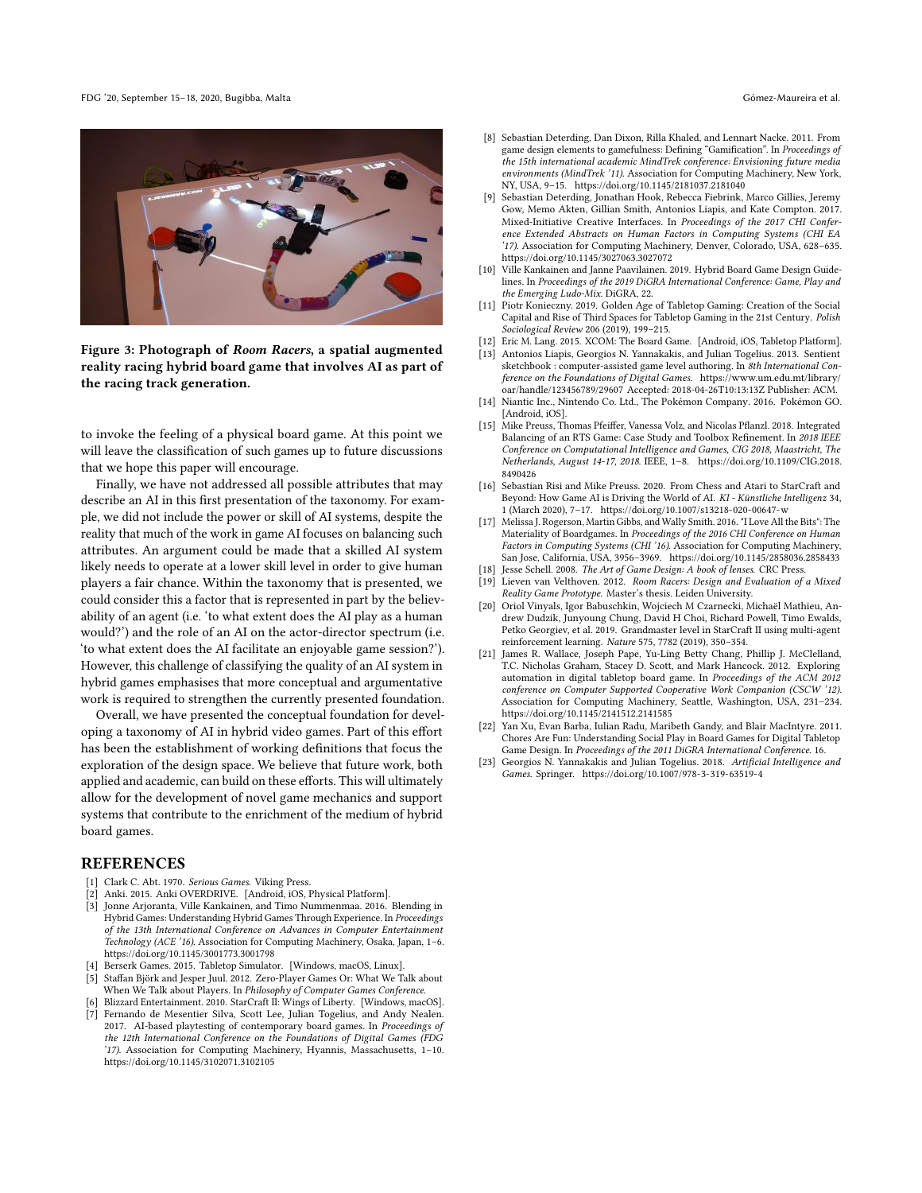**Figure 3: Photograph of *Room Racers*, a spatial augmented reality racing hybrid board game that involves AI as part of the racing track generation.**

to invoke the feeling of a physical board game. At this point we will leave the classification of such games up to future discussions that we hope this paper will encourage.

Finally, we have not addressed all possible attributes that may describe an AI in this first presentation of the taxonomy. For example, we did not include the power or skill of AI systems, despite the reality that much of the work in game AI focuses on balancing such attributes. An argument could be made that a skilled AI system likely needs to operate at a lower skill level in order to give human players a fair chance. Within the taxonomy that is presented, we could consider this a factor that is represented in part by the believability of an agent (i.e. 'to what extent does the AI play as a human would?') and the role of an AI on the actor-director spectrum (i.e. 'to what extent does the AI facilitate an enjoyable game session?'). However, this challenge of classifying the quality of an AI system in hybrid games emphasises that more conceptual and argumentative work is required to strengthen the currently presented foundation.

Overall, we have presented the conceptual foundation for developing a taxonomy of AI in hybrid video games. Part of this effort has been the establishment of working definitions that focus the exploration of the design space. We believe that future work, both applied and academic, can build on these efforts. This will ultimately allow for the development of novel game mechanics and support systems that contribute to the enrichment of the medium of hybrid board games.

## REFERENCES

- [1] Clark C. Abt. 1970. *Serious Games*. Viking Press.
- [2] Anki. 2015. Anki OVERDRIVE. [Android, iOS, Physical Platform].
- [3] Jonne Arjoranta, Ville Kankainen, and Timo Nummenmaa. 2016. Blending in Hybrid Games: Understanding Hybrid Games Through Experience. In *Proceedings of the 13th International Conference on Advances in Computer Entertainment Technology (ACE '16)*. Association for Computing Machinery, Osaka, Japan, 1–6. https://doi.org/10.1145/3001773.3001798
- [4] Berserk Games. 2015. Tabletop Simulator. [Windows, macOS, Linux].
- [5] Staffan Björk and Jesper Juul. 2012. Zero-Player Games Or: What We Talk about When We Talk about Players. In *Philosophy of Computer Games Conference*.
- [6] Blizzard Entertainment. 2010. StarCraft II: Wings of Liberty. [Windows, macOS].
- [7] Fernando de Mesentier Silva, Scott Lee, Julian Togelius, and Andy Nealen. 2017. AI-based playtesting of contemporary board games. In *Proceedings of the 12th International Conference on the Foundations of Digital Games (FDG '17)*. Association for Computing Machinery, Hyannis, Massachusetts, 1–10. https://doi.org/10.1145/3102071.3102105
- [8] Sebastian Deterding, Dan Dixon, Rilla Khaled, and Lennart Nacke. 2011. From game design elements to gamefulness: Defining "Gamification". In *Proceedings of the 15th international academic MindTrek conference: Envisioning future media environments (MindTrek '11)*. Association for Computing Machinery, New York, NY, USA, 9–15. https://doi.org/10.1145/2181037.2181040
- [9] Sebastian Deterding, Jonathan Hook, Rebecca Fiebrink, Marco Gillies, Jeremy Gow, Memo Akten, Gillian Smith, Antonios Liapis, and Kate Compton. 2017. Mixed-Initiative Creative Interfaces. In *Proceedings of the 2017 CHI Conference Extended Abstracts on Human Factors in Computing Systems (CHI EA '17)*. Association for Computing Machinery, Denver, Colorado, USA, 628–635. https://doi.org/10.1145/3027063.3027072
- [10] Ville Kankainen and Janne Paavilainen. 2019. Hybrid Board Game Design Guidelines. In *Proceedings of the 2019 DiGRA International Conference: Game, Play and the Emerging Ludo-Mix*. DiGRA, 22.
- [11] Piotr Konieczny. 2019. Golden Age of Tabletop Gaming: Creation of the Social Capital and Rise of Third Spaces for Tabletop Gaming in the 21st Century. *Polish Sociological Review* 206 (2019), 199–215.
- [12] Eric M. Lang. 2015. XCOM: The Board Game. [Android, iOS, Tabletop Platform].
- [13] Antonios Liapis, Georgios N. Yannakakis, and Julian Togelius. 2013. Sentient sketchbook : computer-assisted game level authoring. In *8th International Conference on the Foundations of Digital Games*. https://www.um.edu.mt/library/oar/handle/123456789/29607 Accepted: 2018-04-26T10:13:13Z Publisher: ACM.
- [14] Niantic Inc., Nintendo Co. Ltd., The Pokémon Company. 2016. Pokémon GO. [Android, iOS].
- [15] Mike Preuss, Thomas Pfeiffer, Vanessa Volz, and Nicolas Pflanzl. 2018. Integrated Balancing of an RTS Game: Case Study and Toolbox Refinement. In *2018 IEEE Conference on Computational Intelligence and Games, CIG 2018, Maastricht, The Netherlands, August 14-17, 2018*. IEEE, 1–8. https://doi.org/10.1109/CIG.2018.8490426
- [16] Sebastian Risi and Mike Preuss. 2020. From Chess and Atari to StarCraft and Beyond: How Game AI is Driving the World of AI. *KI - Künstliche Intelligenz* 34, 1 (March 2020), 7–17. https://doi.org/10.1007/s13218-020-00647-w
- [17] Melissa J. Rogerson, Martin Gibbs, and Wally Smith. 2016. "I Love All the Bits": The Materiality of Boardgames. In *Proceedings of the 2016 CHI Conference on Human Factors in Computing Systems (CHI '16)*. Association for Computing Machinery, San Jose, California, USA, 3956–3969. https://doi.org/10.1145/2858036.2858433
- [18] Jesse Schell. 2008. *The Art of Game Design: A book of lenses*. CRC Press.
- [19] Lieven van Velthoven. 2012. *Room Racers: Design and Evaluation of a Mixed Reality Game Prototype*. Master's thesis. Leiden University.
- [20] Oriol Vinyals, Igor Babuschkin, Wojciech M Czarnecki, Michaël Mathieu, Andrew Dudzik, Junyoung Chung, David H Choi, Richard Powell, Timo Ewalds, Petko Georgiev, et al. 2019. Grandmaster level in StarCraft II using multi-agent reinforcement learning. *Nature* 575, 7782 (2019), 350–354.
- [21] James R. Wallace, Joseph Pape, Yu-Ling Betty Chang, Phillip J. McClelland, T.C. Nicholas Graham, Stacey D. Scott, and Mark Hancock. 2012. Exploring automation in digital tabletop board game. In *Proceedings of the ACM 2012 conference on Computer Supported Cooperative Work Companion (CSCW '12)*. Association for Computing Machinery, Seattle, Washington, USA, 231–234. https://doi.org/10.1145/2141512.2141585
- [22] Yan Xu, Evan Barba, Iulian Radu, Maribeth Gandy, and Blair MacIntyre. 2011. Chores Are Fun: Understanding Social Play in Board Games for Digital Tabletop Game Design. In *Proceedings of the 2011 DiGRA International Conference*. 16.
- [23] Georgios N. Yannakakis and Julian Togelius. 2018. *Artificial Intelligence and Games*. Springer. https://doi.org/10.1007/978-3-319-63519-4